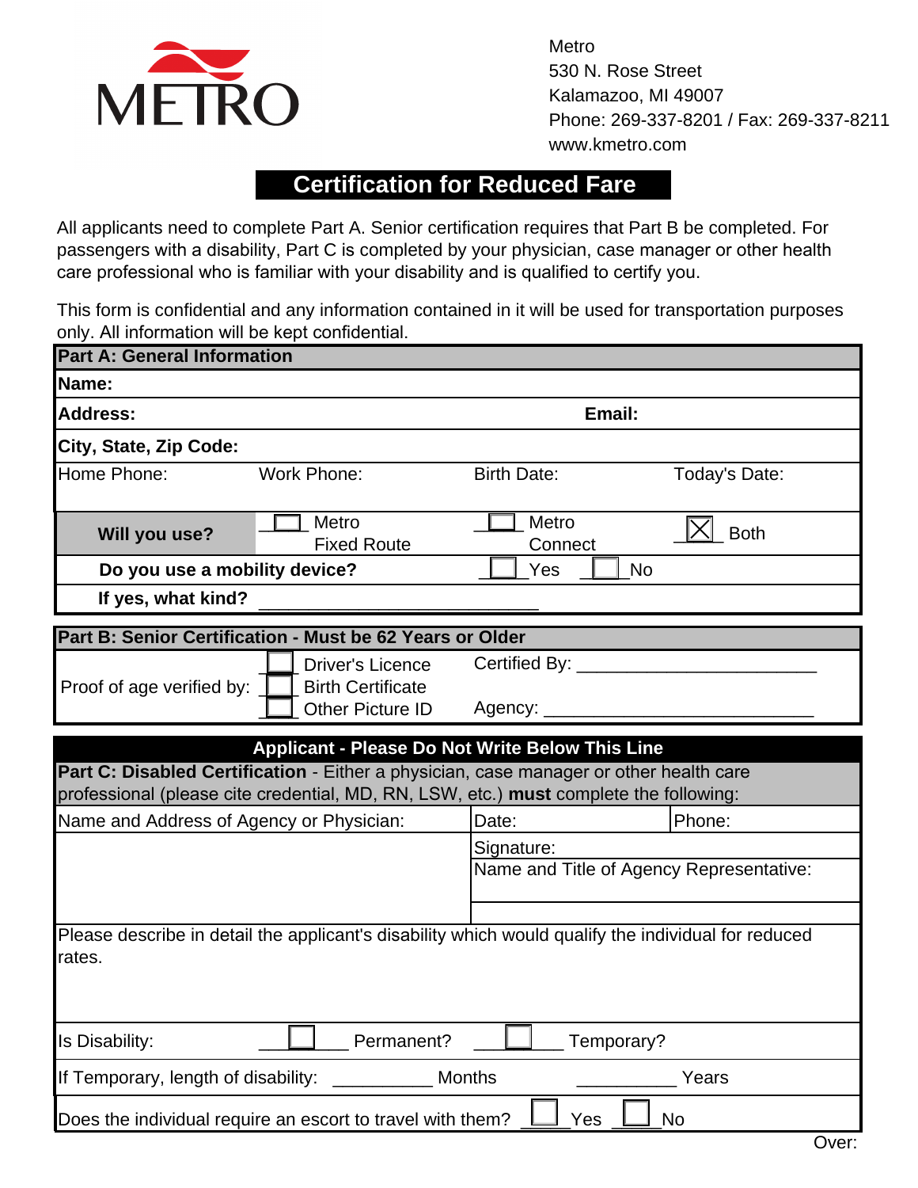Metro
530 N. Rose Street
Kalamazoo, MI 49007
Phone: 269-337-8201 / Fax: 269-337-8211
www.kmetro.com

# Certification for Reduced Fare

All applicants need to complete Part A. Senior certification requires that Part B be completed. For passengers with a disability, Part C is completed by your physician, case manager or other health care professional who is familiar with your disability and is qualified to certify you.

This form is confidential and any information contained in it will be used for transportation purposes only. All information will be kept confidential.

## Part A: General Information

**Name:**

**Address:** | **Email:**

**City, State, Zip Code:**

| Home Phone: | Work Phone: | Birth Date: | Today's Date: |
|---|---|---|---|
| | | | |

**Will you use?** ☐ Metro Fixed Route ☐ Metro Connect ☒ Both

**Do you use a mobility device?** ☐ Yes ☐ No

**If yes, what kind?** ____________________________

## Part B: Senior Certification - Must be 62 Years or Older

Proof of age verified by: ☐ Driver's Licence ☐ Birth Certificate ☐ Other Picture ID

Certified By: ________________________

Agency: ____________________________

**Applicant - Please Do Not Write Below This Line**

## Part C: Disabled Certification

**Part C: Disabled Certification** - Either a physician, case manager or other health care professional (please cite credential, MD, RN, LSW, etc.) **must** complete the following:

| Name and Address of Agency or Physician: | Date: | Phone: |
|---|---|---|
| | Signature: | |
| | Name and Title of Agency Representative: | |

Please describe in detail the applicant's disability which would qualify the individual for reduced rates.

Is Disability: ☐ Permanent? ☐ Temporary?

If Temporary, length of disability: __________ Months __________ Years

Does the individual require an escort to travel with them? ☐ Yes ☐ No

Over: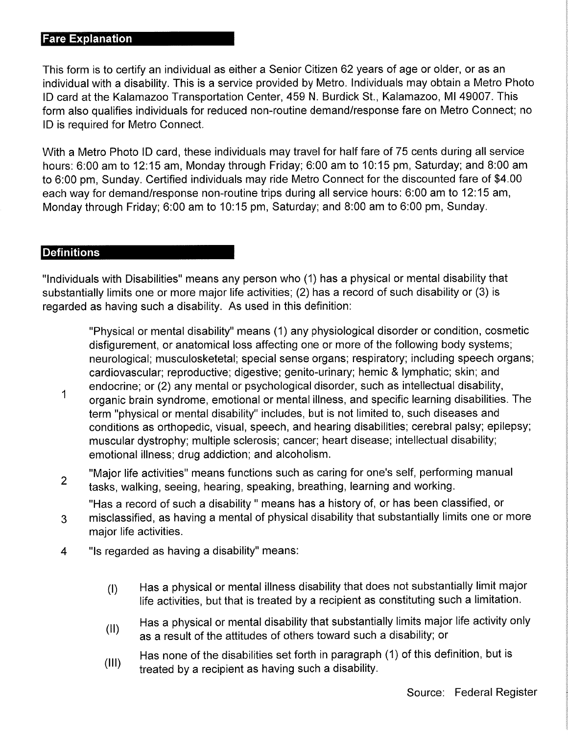## Fare Explanation

This form is to certify an individual as either a Senior Citizen 62 years of age or older, or as an individual with a disability. This is a service provided by Metro. Individuals may obtain a Metro Photo ID card at the Kalamazoo Transportation Center, 459 N. Burdick St., Kalamazoo, MI 49007. This form also qualifies individuals for reduced non-routine demand/response fare on Metro Connect; no ID is required for Metro Connect.

With a Metro Photo ID card, these individuals may travel for half fare of 75 cents during all service hours: 6:00 am to 12:15 am, Monday through Friday; 6:00 am to 10:15 pm, Saturday; and 8:00 am to 6:00 pm, Sunday. Certified individuals may ride Metro Connect for the discounted fare of $4.00 each way for demand/response non-routine trips during all service hours: 6:00 am to 12:15 am, Monday through Friday; 6:00 am to 10:15 pm, Saturday; and 8:00 am to 6:00 pm, Sunday.

## Definitions

"Individuals with Disabilities" means any person who (1) has a physical or mental disability that substantially limits one or more major life activities; (2) has a record of such disability or (3) is regarded as having such a disability. As used in this definition:

1. "Physical or mental disability" means (1) any physiological disorder or condition, cosmetic disfigurement, or anatomical loss affecting one or more of the following body systems; neurological; musculosketetal; special sense organs; respiratory; including speech organs; cardiovascular; reproductive; digestive; genito-urinary; hemic & lymphatic; skin; and endocrine; or (2) any mental or psychological disorder, such as intellectual disability, organic brain syndrome, emotional or mental illness, and specific learning disabilities. The term "physical or mental disability" includes, but is not limited to, such diseases and conditions as orthopedic, visual, speech, and hearing disabilities; cerebral palsy; epilepsy; muscular dystrophy; multiple sclerosis; cancer; heart disease; intellectual disability; emotional illness; drug addiction; and alcoholism.
2. "Major life activities" means functions such as caring for one's self, performing manual tasks, walking, seeing, hearing, speaking, breathing, learning and working.
3. "Has a record of such a disability " means has a history of, or has been classified, or misclassified, as having a mental of physical disability that substantially limits one or more major life activities.
4. "Is regarded as having a disability" means:

   (I) Has a physical or mental illness disability that does not substantially limit major life activities, but that is treated by a recipient as constituting such a limitation.

   (II) Has a physical or mental disability that substantially limits major life activity only as a result of the attitudes of others toward such a disability; or

   (III) Has none of the disabilities set forth in paragraph (1) of this definition, but is treated by a recipient as having such a disability.

Source: Federal Register